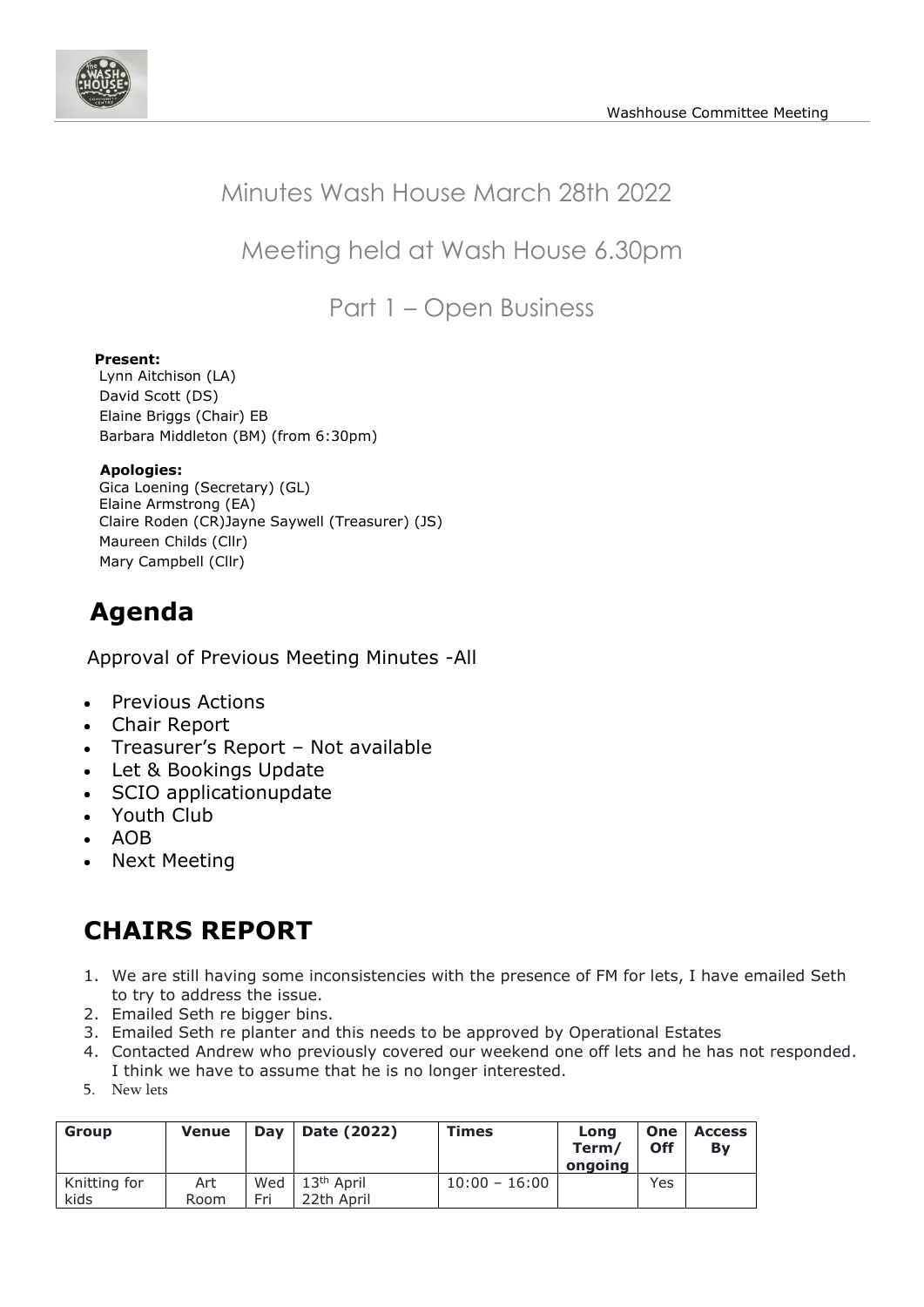# Minutes Wash House March 28th 2022

## Meeting held at Wash House 6.30pm

## Part 1 – Open Business

**Present:**
Lynn Aitchison (LA)
David Scott (DS)
Elaine Briggs (Chair) EB
Barbara Middleton (BM) (from 6:30pm)

**Apologies:**
Gica Loening (Secretary) (GL)
Elaine Armstrong (EA)
Claire Roden (CR)Jayne Saywell (Treasurer) (JS)
Maureen Childs (Cllr)
Mary Campbell (Cllr)

# Agenda

Approval of Previous Meeting Minutes -All

- Previous Actions
- Chair Report
- Treasurer's Report – Not available
- Let & Bookings Update
- SCIO applicationupdate
- Youth Club
- AOB
- Next Meeting

# CHAIRS REPORT

1. We are still having some inconsistencies with the presence of FM for lets, I have emailed Seth to try to address the issue.
2. Emailed Seth re bigger bins.
3. Emailed Seth re planter and this needs to be approved by Operational Estates
4. Contacted Andrew who previously covered our weekend one off lets and he has not responded. I think we have to assume that he is no longer interested.
5. New lets

| Group | Venue | Day | Date (2022) | Times | Long Term/ ongoing | One Off | Access By |
|---|---|---|---|---|---|---|---|
| Knitting for kids | Art Room | Wed Fri | 13th April 22th April | 10:00 – 16:00 | | Yes | |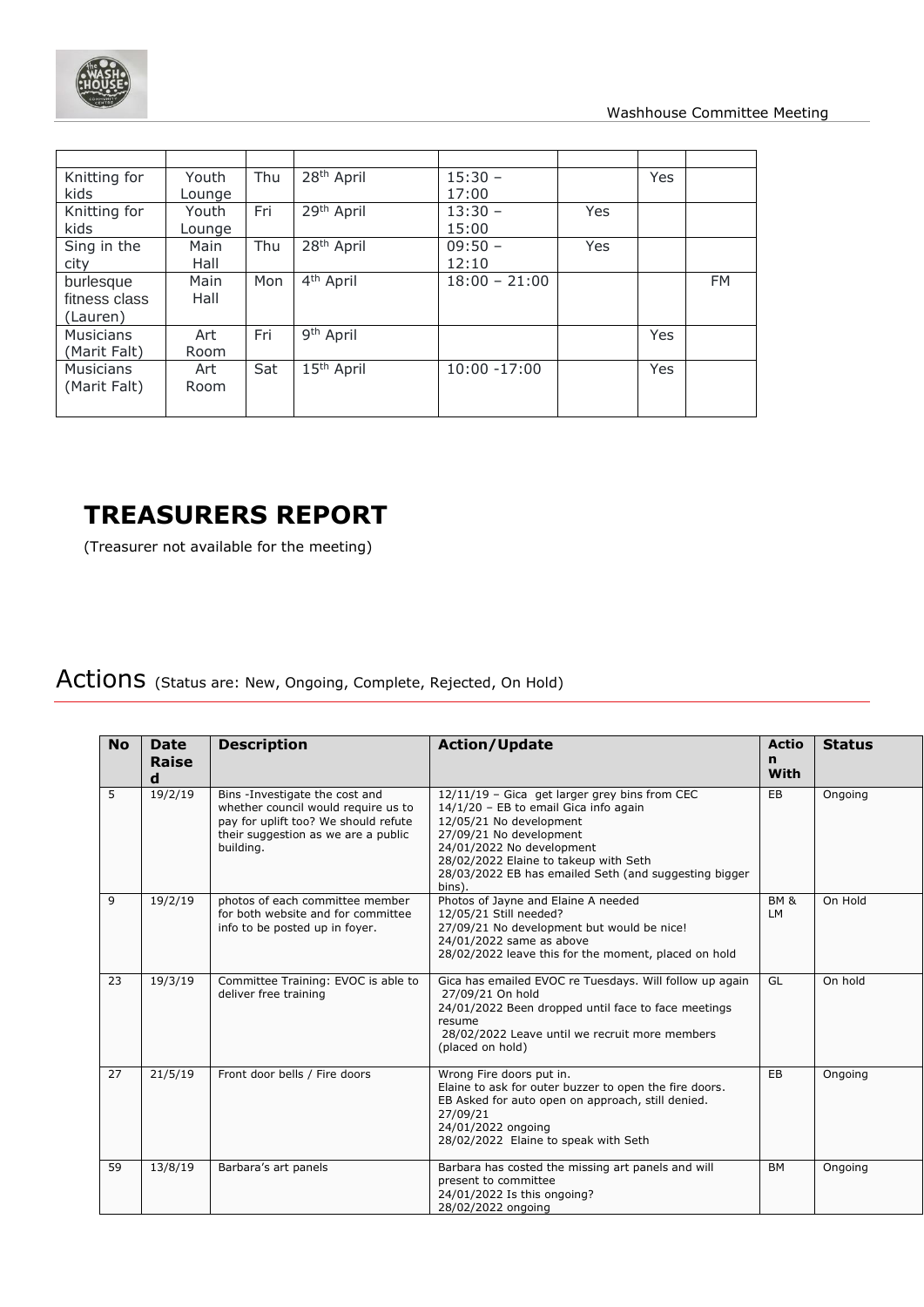| | | | | | | | |
|---|---|---|---|---|---|---|---|
| Knitting for kids | Youth Lounge | Thu | 28th April | 15:30 – 17:00 | | Yes | |
| Knitting for kids | Youth Lounge | Fri | 29th April | 13:30 – 15:00 | Yes | | |
| Sing in the city | Main Hall | Thu | 28th April | 09:50 – 12:10 | Yes | | |
| burlesque fitness class (Lauren) | Main Hall | Mon | 4th April | 18:00 – 21:00 | | | FM |
| Musicians (Marit Falt) | Art Room | Fri | 9th April | | | Yes | |
| Musicians (Marit Falt) | Art Room | Sat | 15th April | 10:00 -17:00 | | Yes | |

## TREASURERS REPORT

(Treasurer not available for the meeting)

# Actions (Status are: New, Ongoing, Complete, Rejected, On Hold)

| No | Date Raised | Description | Action/Update | Action With | Status |
|---|---|---|---|---|---|
| 5 | 19/2/19 | Bins -Investigate the cost and whether council would require us to pay for uplift too? We should refute their suggestion as we are a public building. | 12/11/19 – Gica get larger grey bins from CEC<br>14/1/20 – EB to email Gica info again<br>12/05/21 No development<br>27/09/21 No development<br>24/01/2022 No development<br>28/02/2022 Elaine to takeup with Seth<br>28/03/2022 EB has emailed Seth (and suggesting bigger bins). | EB | Ongoing |
| 9 | 19/2/19 | photos of each committee member for both website and for committee info to be posted up in foyer. | Photos of Jayne and Elaine A needed<br>12/05/21 Still needed?<br>27/09/21 No development but would be nice!<br>24/01/2022 same as above<br>28/02/2022 leave this for the moment, placed on hold | BM & LM | On Hold |
| 23 | 19/3/19 | Committee Training: EVOC is able to deliver free training | Gica has emailed EVOC re Tuesdays. Will follow up again<br>27/09/21 On hold<br>24/01/2022 Been dropped until face to face meetings resume<br>28/02/2022 Leave until we recruit more members (placed on hold) | GL | On hold |
| 27 | 21/5/19 | Front door bells / Fire doors | Wrong Fire doors put in.<br>Elaine to ask for outer buzzer to open the fire doors.<br>EB Asked for auto open on approach, still denied.<br>27/09/21<br>24/01/2022 ongoing<br>28/02/2022 Elaine to speak with Seth | EB | Ongoing |
| 59 | 13/8/19 | Barbara's art panels | Barbara has costed the missing art panels and will present to committee<br>24/01/2022 Is this ongoing?<br>28/02/2022 ongoing | BM | Ongoing |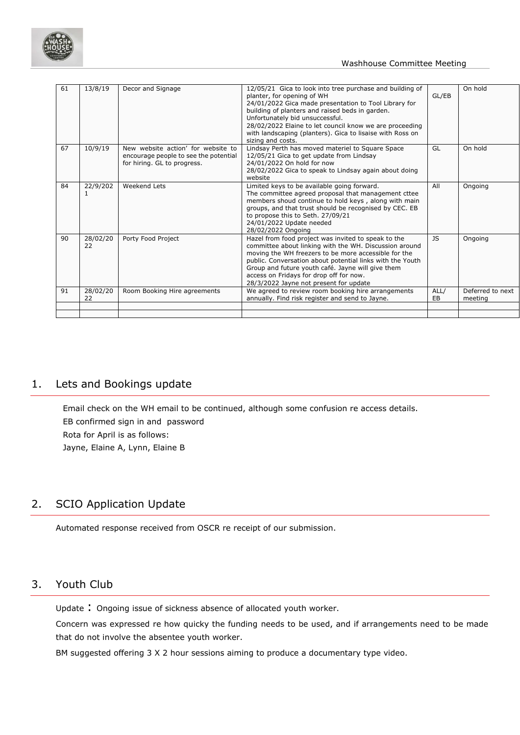| 61 | 13/8/19 | Decor and Signage | 12/05/21 Gica to look into tree purchase and building of planter, for opening of WH<br>24/01/2022 Gica made presentation to Tool Library for building of planters and raised beds in garden. Unfortunately bid unsuccessful.<br>28/02/2022 Elaine to let council know we are proceeding with landscaping (planters). Gica to lisaise with Ross on sizing and costs. | GL/EB | On hold |
|---|---|---|---|---|---|
| 67 | 10/9/19 | New website action' for website to encourage people to see the potential for hiring. GL to progress. | Lindsay Perth has moved materiel to Square Space<br>12/05/21 Gica to get update from Lindsay<br>24/01/2022 On hold for now<br>28/02/2022 Gica to speak to Lindsay again about doing website | GL | On hold |
| 84 | 22/9/2021 | Weekend Lets | Limited keys to be available going forward.<br>The committee agreed proposal that management cttee members shoud continue to hold keys , along with main groups, and that trust should be recognised by CEC. EB to propose this to Seth. 27/09/21<br>24/01/2022 Update needed<br>28/02/2022 Ongoing | All | Ongoing |
| 90 | 28/02/2022 | Porty Food Project | Hazel from food project was invited to speak to the committee about linking with the WH. Discussion around moving the WH freezers to be more accessible for the public. Conversation about potential links with the Youth Group and future youth café. Jayne will give them access on Fridays for drop off for now.<br>28/3/2022 Jayne not present for update | JS | Ongoing |
| 91 | 28/02/2022 | Room Booking Hire agreements | We agreed to review room booking hire arrangements annually. Find risk register and send to Jayne. | ALL/EB | Deferred to next meeting |
| | | | | | |
| | | | | | |

## 1. Lets and Bookings update

Email check on the WH email to be continued, although some confusion re access details.

EB confirmed sign in and password

Rota for April is as follows:

Jayne, Elaine A, Lynn, Elaine B

## 2. SCIO Application Update

Automated response received from OSCR re receipt of our submission.

## 3. Youth Club

Update : Ongoing issue of sickness absence of allocated youth worker.

Concern was expressed re how quicky the funding needs to be used, and if arrangements need to be made that do not involve the absentee youth worker.

BM suggested offering 3 X 2 hour sessions aiming to produce a documentary type video.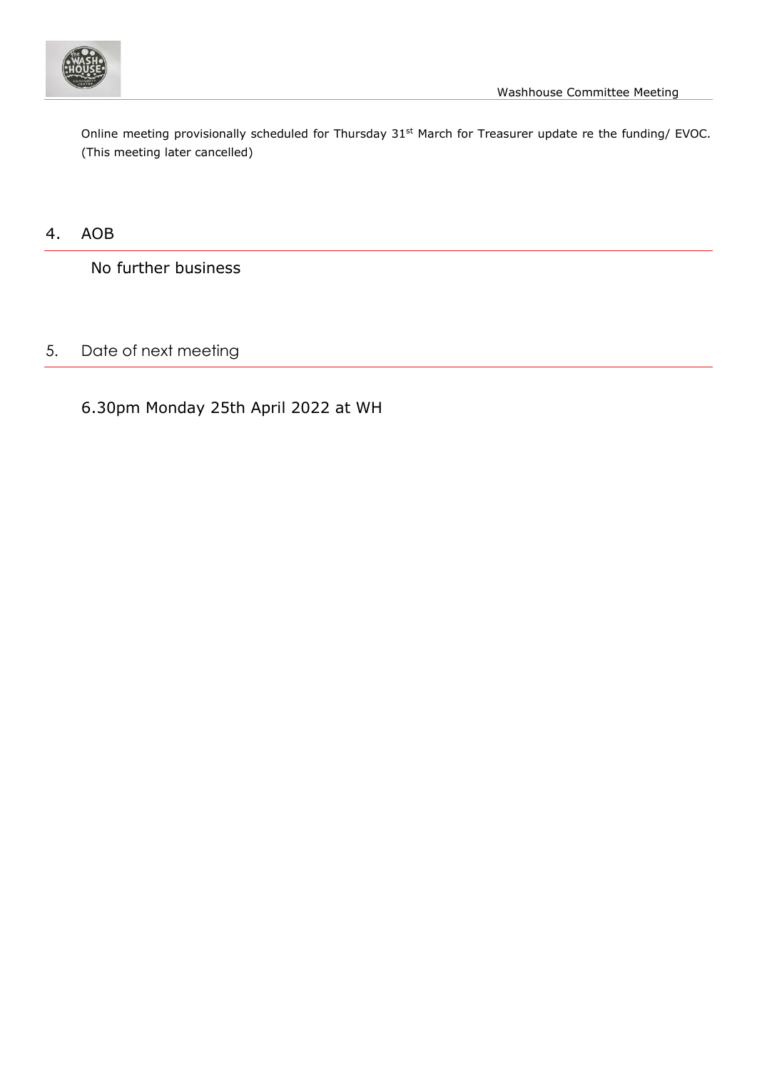Online meeting provisionally scheduled for Thursday 31st March for Treasurer update re the funding/ EVOC. (This meeting later cancelled)

## 4. AOB

No further business

## 5. Date of next meeting

6.30pm Monday 25th April 2022 at WH